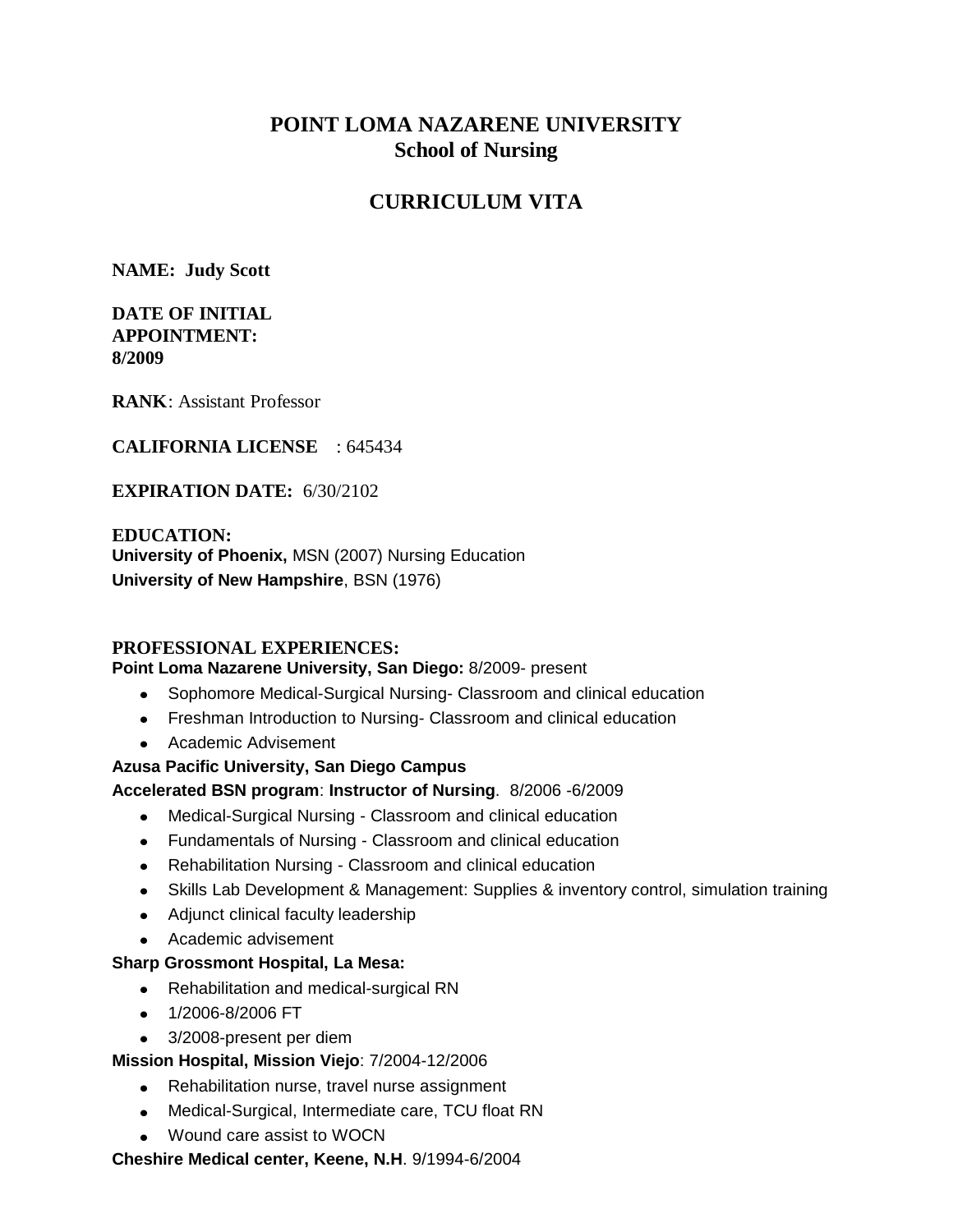# POINT LOMA NAZARENE UNIVERSITY
## School of Nursing

## CURRICULUM VITA

**NAME: Judy Scott**

**DATE OF INITIAL APPOINTMENT: 8/2009**

**RANK**: Assistant Professor

**CALIFORNIA LICENSE** : 645434

**EXPIRATION DATE:** 6/30/2102

**EDUCATION:**

**University of Phoenix,** MSN (2007) Nursing Education

**University of New Hampshire**, BSN (1976)

**PROFESSIONAL EXPERIENCES:**

**Point Loma Nazarene University, San Diego:** 8/2009- present

- Sophomore Medical-Surgical Nursing- Classroom and clinical education
- Freshman Introduction to Nursing- Classroom and clinical education
- Academic Advisement

**Azusa Pacific University, San Diego Campus**

**Accelerated BSN program**: **Instructor of Nursing**. 8/2006 -6/2009

- Medical-Surgical Nursing - Classroom and clinical education
- Fundamentals of Nursing - Classroom and clinical education
- Rehabilitation Nursing - Classroom and clinical education
- Skills Lab Development & Management: Supplies & inventory control, simulation training
- Adjunct clinical faculty leadership
- Academic advisement

**Sharp Grossmont Hospital, La Mesa:**

- Rehabilitation and medical-surgical RN
- 1/2006-8/2006 FT
- 3/2008-present per diem

**Mission Hospital, Mission Viejo**: 7/2004-12/2006

- Rehabilitation nurse, travel nurse assignment
- Medical-Surgical, Intermediate care, TCU float RN
- Wound care assist to WOCN

**Cheshire Medical center, Keene, N.H**. 9/1994-6/2004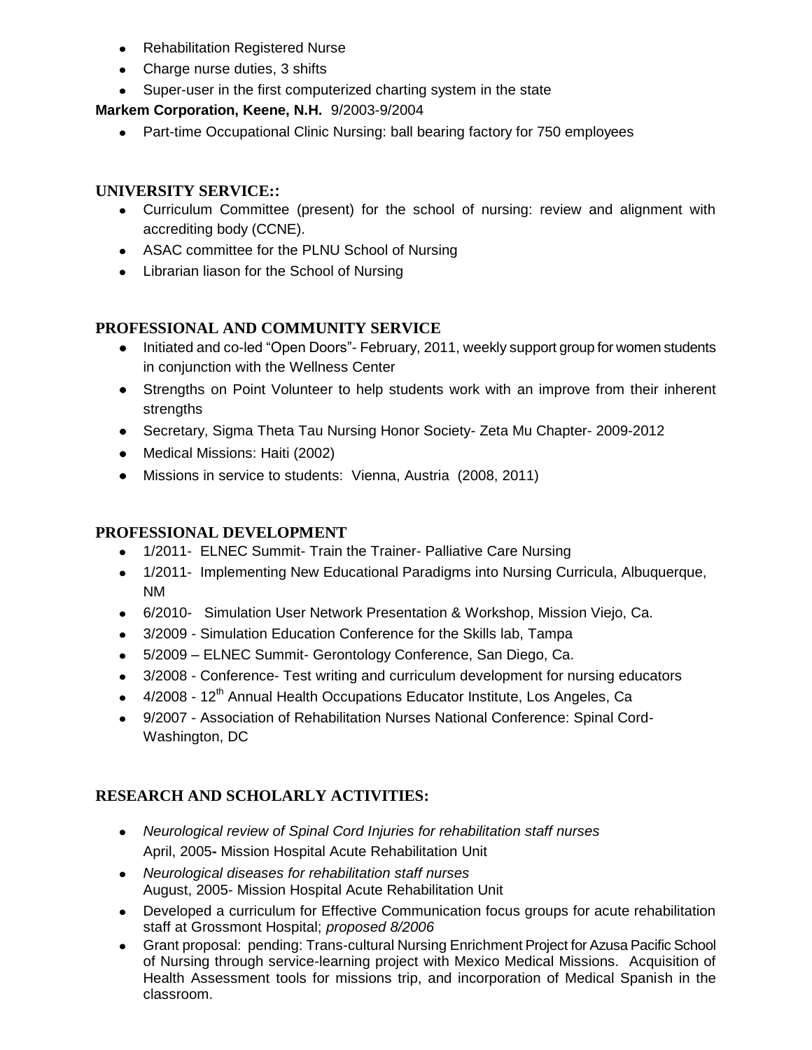- Rehabilitation Registered Nurse
- Charge nurse duties, 3 shifts
- Super-user in the first computerized charting system in the state

**Markem Corporation, Keene, N.H.** 9/2003-9/2004

- Part-time Occupational Clinic Nursing: ball bearing factory for 750 employees

## UNIVERSITY SERVICE::

- Curriculum Committee (present) for the school of nursing: review and alignment with accrediting body (CCNE).
- ASAC committee for the PLNU School of Nursing
- Librarian liason for the School of Nursing

## PROFESSIONAL AND COMMUNITY SERVICE

- Initiated and co-led "Open Doors"- February, 2011, weekly support group for women students in conjunction with the Wellness Center
- Strengths on Point Volunteer to help students work with an improve from their inherent strengths
- Secretary, Sigma Theta Tau Nursing Honor Society- Zeta Mu Chapter- 2009-2012
- Medical Missions: Haiti (2002)
- Missions in service to students: Vienna, Austria (2008, 2011)

## PROFESSIONAL DEVELOPMENT

- 1/2011- ELNEC Summit- Train the Trainer- Palliative Care Nursing
- 1/2011- Implementing New Educational Paradigms into Nursing Curricula, Albuquerque, NM
- 6/2010- Simulation User Network Presentation & Workshop, Mission Viejo, Ca.
- 3/2009 - Simulation Education Conference for the Skills lab, Tampa
- 5/2009 – ELNEC Summit- Gerontology Conference, San Diego, Ca.
- 3/2008 - Conference- Test writing and curriculum development for nursing educators
- 4/2008 - 12th Annual Health Occupations Educator Institute, Los Angeles, Ca
- 9/2007 - Association of Rehabilitation Nurses National Conference: Spinal Cord- Washington, DC

## RESEARCH AND SCHOLARLY ACTIVITIES:

- *Neurological review of Spinal Cord Injuries for rehabilitation staff nurses*
  April, 2005**-** Mission Hospital Acute Rehabilitation Unit
- *Neurological diseases for rehabilitation staff nurses*
  August, 2005- Mission Hospital Acute Rehabilitation Unit
- Developed a curriculum for Effective Communication focus groups for acute rehabilitation staff at Grossmont Hospital; *proposed 8/2006*
- Grant proposal: pending: Trans-cultural Nursing Enrichment Project for Azusa Pacific School of Nursing through service-learning project with Mexico Medical Missions. Acquisition of Health Assessment tools for missions trip, and incorporation of Medical Spanish in the classroom.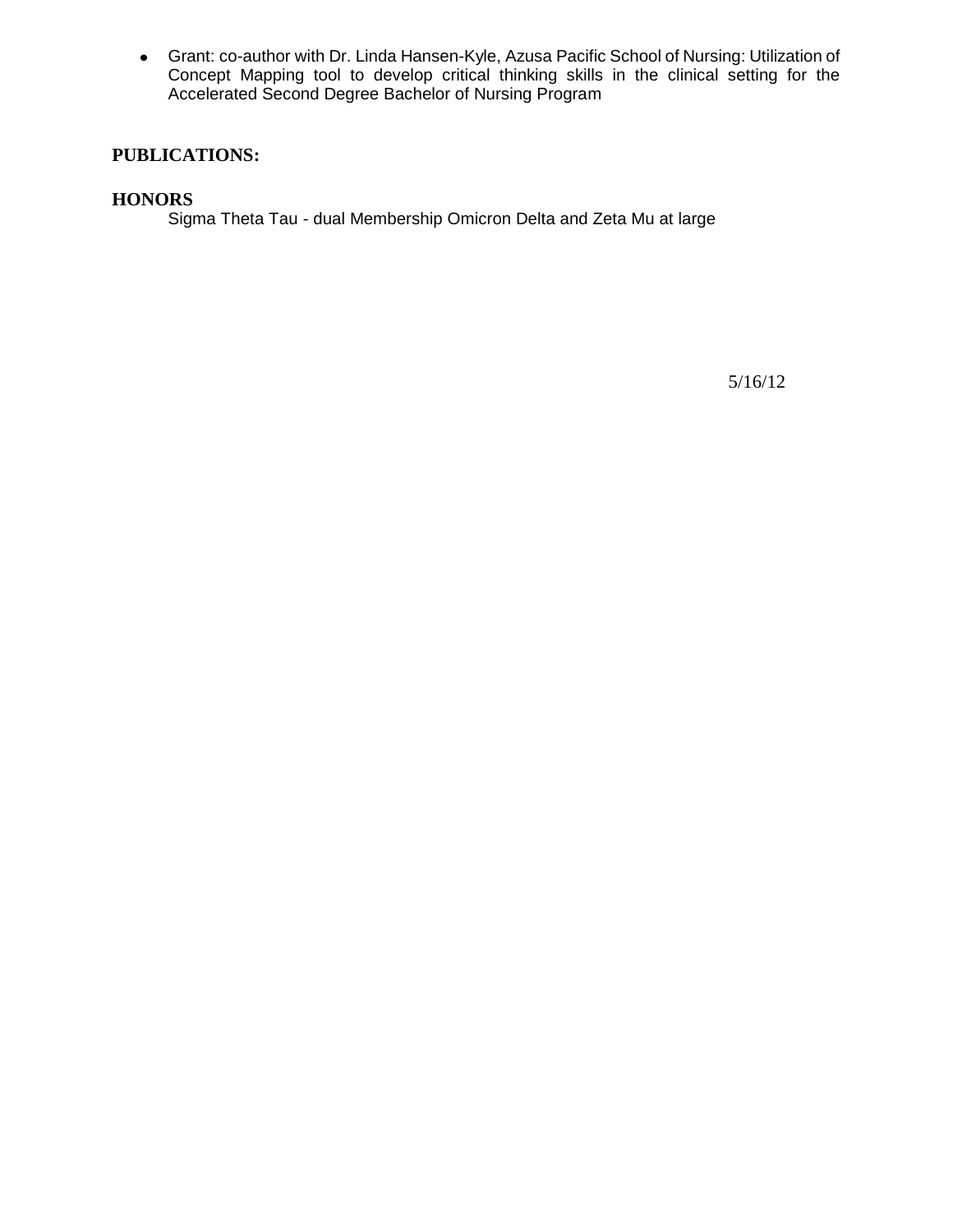- Grant: co-author with Dr. Linda Hansen-Kyle, Azusa Pacific School of Nursing: Utilization of Concept Mapping tool to develop critical thinking skills in the clinical setting for the Accelerated Second Degree Bachelor of Nursing Program

## PUBLICATIONS:

## HONORS

Sigma Theta Tau - dual Membership Omicron Delta and Zeta Mu at large

5/16/12